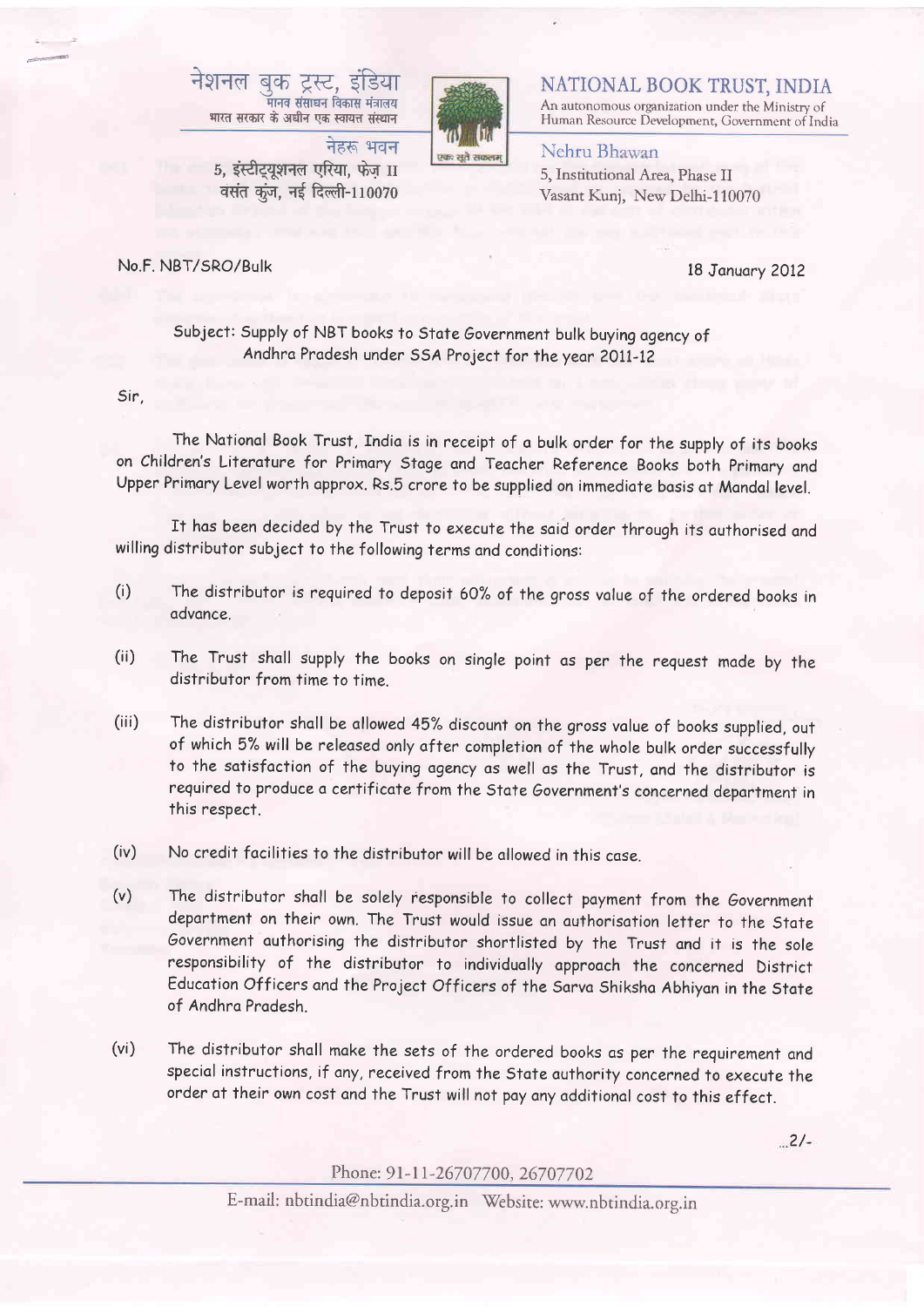नेशनल बुक ट्रस्ट, इंडिया
मानव संसाधन विकास मंत्रालय
भारत सरकार के अधीन एक स्वायत्त संस्थान

नेहरू भवन
5, इंस्टीट्यूशनल एरिया, फेज़ II
वसंत कुंज, नई दिल्ली-110070

एक: सूते सकलम्

**NATIONAL BOOK TRUST, INDIA**
An autonomous organization under the Ministry of Human Resource Development, Government of India

Nehru Bhawan
5, Institutional Area, Phase II
Vasant Kunj, New Delhi-110070

No.F. NBT/SRO/Bulk

18 January 2012

Subject: Supply of NBT books to State Government bulk buying agency of Andhra Pradesh under SSA Project for the year 2011-12

Sir,

The National Book Trust, India is in receipt of a bulk order for the supply of its books on Children's Literature for Primary Stage and Teacher Reference Books both Primary and Upper Primary Level worth approx. Rs.5 crore to be supplied on immediate basis at Mandal level.

It has been decided by the Trust to execute the said order through its authorised and willing distributor subject to the following terms and conditions:

(i) The distributor is required to deposit 60% of the gross value of the ordered books in advance.

(ii) The Trust shall supply the books on single point as per the request made by the distributor from time to time.

(iii) The distributor shall be allowed 45% discount on the gross value of books supplied, out of which 5% will be released only after completion of the whole bulk order successfully to the satisfaction of the buying agency as well as the Trust, and the distributor is required to produce a certificate from the State Government's concerned department in this respect.

(iv) No credit facilities to the distributor will be allowed in this case.

(v) The distributor shall be solely responsible to collect payment from the Government department on their own. The Trust would issue an authorisation letter to the State Government authorising the distributor shortlisted by the Trust and it is the sole responsibility of the distributor to individually approach the concerned District Education Officers and the Project Officers of the Sarva Shiksha Abhiyan in the State of Andhra Pradesh.

(vi) The distributor shall make the sets of the ordered books as per the requirement and special instructions, if any, received from the State authority concerned to execute the order at their own cost and the Trust will not pay any additional cost to this effect.

...2/-

Phone: 91-11-26707700, 26707702

E-mail: nbtindia@nbtindia.org.in Website: www.nbtindia.org.in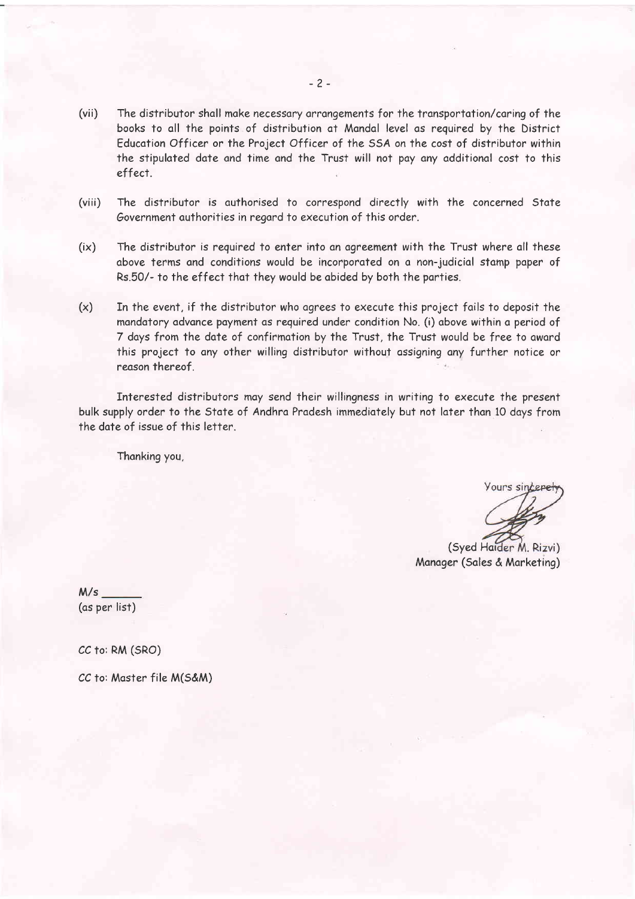(vii) The distributor shall make necessary arrangements for the transportation/caring of the books to all the points of distribution at Mandal level as required by the District Education Officer or the Project Officer of the SSA on the cost of distributor within the stipulated date and time and the Trust will not pay any additional cost to this effect.

(viii) The distributor is authorised to correspond directly with the concerned State Government authorities in regard to execution of this order.

(ix) The distributor is required to enter into an agreement with the Trust where all these above terms and conditions would be incorporated on a non-judicial stamp paper of Rs.50/- to the effect that they would be abided by both the parties.

(x) In the event, if the distributor who agrees to execute this project fails to deposit the mandatory advance payment as required under condition No. (i) above within a period of 7 days from the date of confirmation by the Trust, the Trust would be free to award this project to any other willing distributor without assigning any further notice or reason thereof.

Interested distributors may send their willingness in writing to execute the present bulk supply order to the State of Andhra Pradesh immediately but not later than 10 days from the date of issue of this letter.

Thanking you,

Yours sincerely

(Syed Haider M. Rizvi)
Manager (Sales & Marketing)

M/s ______
(as per list)

CC to: RM (SRO)

CC to: Master file M(S&M)